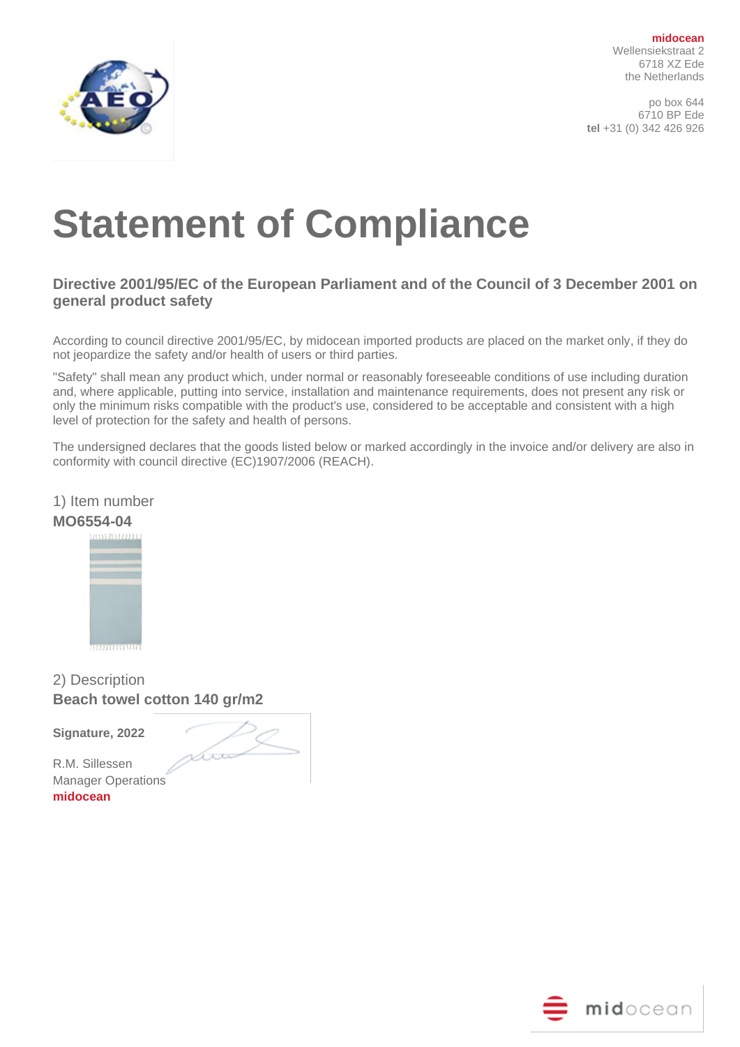**midocean**
Wellensiekstraat 2
6718 XZ Ede
the Netherlands

po box 644
6710 BP Ede
**tel** +31 (0) 342 426 926

# Statement of Compliance

## Directive 2001/95/EC of the European Parliament and of the Council of 3 December 2001 on general product safety

According to council directive 2001/95/EC, by midocean imported products are placed on the market only, if they do not jeopardize the safety and/or health of users or third parties.

"Safety" shall mean any product which, under normal or reasonably foreseeable conditions of use including duration and, where applicable, putting into service, installation and maintenance requirements, does not present any risk or only the minimum risks compatible with the product's use, considered to be acceptable and consistent with a high level of protection for the safety and health of persons.

The undersigned declares that the goods listed below or marked accordingly in the invoice and/or delivery are also in conformity with council directive (EC)1907/2006 (REACH).

1) Item number

**MO6554-04**

2) Description

**Beach towel cotton 140 gr/m2**

**Signature, 2022**

R.M. Sillessen
Manager Operations
**midocean**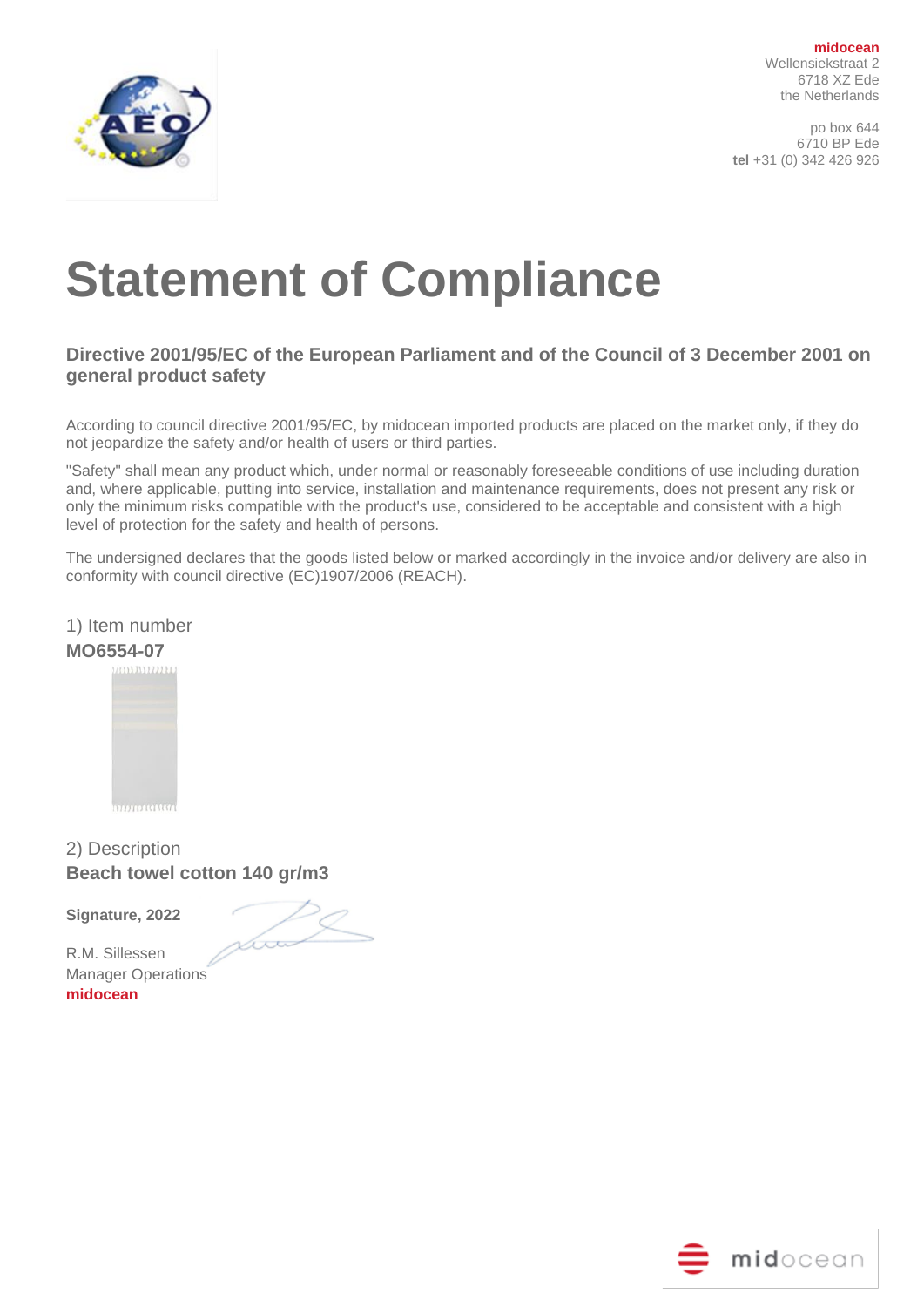midocean
Wellensiekstraat 2
6718 XZ Ede
the Netherlands

po box 644
6710 BP Ede
**tel** +31 (0) 342 426 926

# Statement of Compliance

### Directive 2001/95/EC of the European Parliament and of the Council of 3 December 2001 on general product safety

According to council directive 2001/95/EC, by midocean imported products are placed on the market only, if they do not jeopardize the safety and/or health of users or third parties.

"Safety" shall mean any product which, under normal or reasonably foreseeable conditions of use including duration and, where applicable, putting into service, installation and maintenance requirements, does not present any risk or only the minimum risks compatible with the product's use, considered to be acceptable and consistent with a high level of protection for the safety and health of persons.

The undersigned declares that the goods listed below or marked accordingly in the invoice and/or delivery are also in conformity with council directive (EC)1907/2006 (REACH).

1) Item number
**MO6554-07**

2) Description
**Beach towel cotton 140 gr/m3**

**Signature, 2022**

R.M. Sillessen
Manager Operations
**midocean**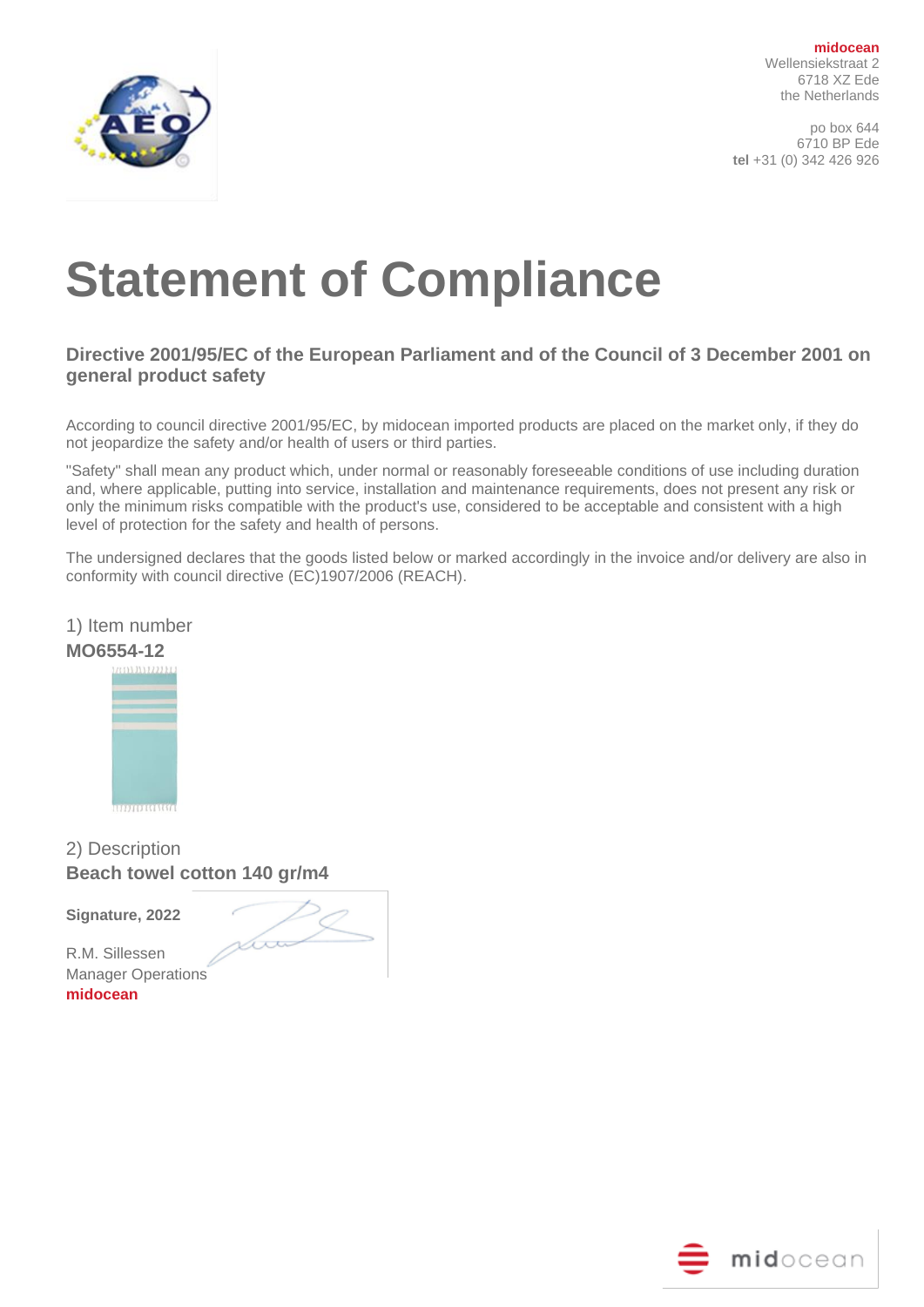**midocean**
Wellensiekstraat 2
6718 XZ Ede
the Netherlands

po box 644
6710 BP Ede
**tel** +31 (0) 342 426 926

# Statement of Compliance

### Directive 2001/95/EC of the European Parliament and of the Council of 3 December 2001 on general product safety

According to council directive 2001/95/EC, by midocean imported products are placed on the market only, if they do not jeopardize the safety and/or health of users or third parties.

"Safety" shall mean any product which, under normal or reasonably foreseeable conditions of use including duration and, where applicable, putting into service, installation and maintenance requirements, does not present any risk or only the minimum risks compatible with the product's use, considered to be acceptable and consistent with a high level of protection for the safety and health of persons.

The undersigned declares that the goods listed below or marked accordingly in the invoice and/or delivery are also in conformity with council directive (EC)1907/2006 (REACH).

1) Item number
**MO6554-12**

2) Description
**Beach towel cotton 140 gr/m4**

**Signature, 2022**

R.M. Sillessen
Manager Operations
**midocean**